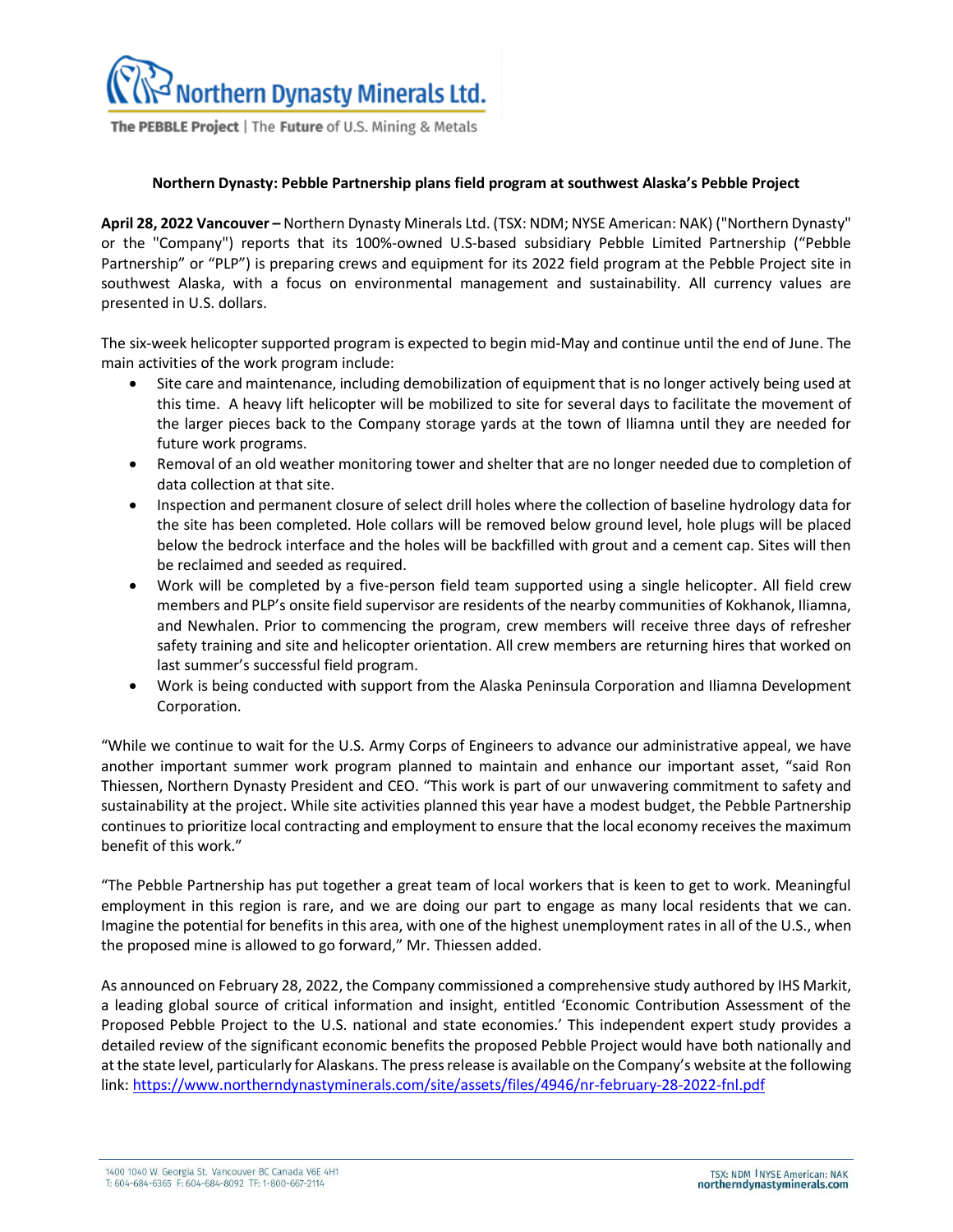Northern Dynasty Minerals Ltd.

The PEBBLE Project | The Future of U.S. Mining & Metals

**Northern Dynasty: Pebble Partnership plans field program at southwest Alaska's Pebble Project**

**April 28, 2022 Vancouver –** Northern Dynasty Minerals Ltd. (TSX: NDM; NYSE American: NAK) ("Northern Dynasty" or the "Company") reports that its 100%-owned U.S-based subsidiary Pebble Limited Partnership ("Pebble Partnership" or "PLP") is preparing crews and equipment for its 2022 field program at the Pebble Project site in southwest Alaska, with a focus on environmental management and sustainability. All currency values are presented in U.S. dollars.

The six-week helicopter supported program is expected to begin mid-May and continue until the end of June. The main activities of the work program include:

- Site care and maintenance, including demobilization of equipment that is no longer actively being used at this time. A heavy lift helicopter will be mobilized to site for several days to facilitate the movement of the larger pieces back to the Company storage yards at the town of Iliamna until they are needed for future work programs.
- Removal of an old weather monitoring tower and shelter that are no longer needed due to completion of data collection at that site.
- Inspection and permanent closure of select drill holes where the collection of baseline hydrology data for the site has been completed. Hole collars will be removed below ground level, hole plugs will be placed below the bedrock interface and the holes will be backfilled with grout and a cement cap. Sites will then be reclaimed and seeded as required.
- Work will be completed by a five-person field team supported using a single helicopter. All field crew members and PLP's onsite field supervisor are residents of the nearby communities of Kokhanok, Iliamna, and Newhalen. Prior to commencing the program, crew members will receive three days of refresher safety training and site and helicopter orientation. All crew members are returning hires that worked on last summer's successful field program.
- Work is being conducted with support from the Alaska Peninsula Corporation and Iliamna Development Corporation.

"While we continue to wait for the U.S. Army Corps of Engineers to advance our administrative appeal, we have another important summer work program planned to maintain and enhance our important asset, "said Ron Thiessen, Northern Dynasty President and CEO. "This work is part of our unwavering commitment to safety and sustainability at the project. While site activities planned this year have a modest budget, the Pebble Partnership continues to prioritize local contracting and employment to ensure that the local economy receives the maximum benefit of this work."

"The Pebble Partnership has put together a great team of local workers that is keen to get to work. Meaningful employment in this region is rare, and we are doing our part to engage as many local residents that we can. Imagine the potential for benefits in this area, with one of the highest unemployment rates in all of the U.S., when the proposed mine is allowed to go forward," Mr. Thiessen added.

As announced on February 28, 2022, the Company commissioned a comprehensive study authored by IHS Markit, a leading global source of critical information and insight, entitled 'Economic Contribution Assessment of the Proposed Pebble Project to the U.S. national and state economies.' This independent expert study provides a detailed review of the significant economic benefits the proposed Pebble Project would have both nationally and at the state level, particularly for Alaskans. The press release is available on the Company's website at the following link: https://www.northerndynastyminerals.com/site/assets/files/4946/nr-february-28-2022-fnl.pdf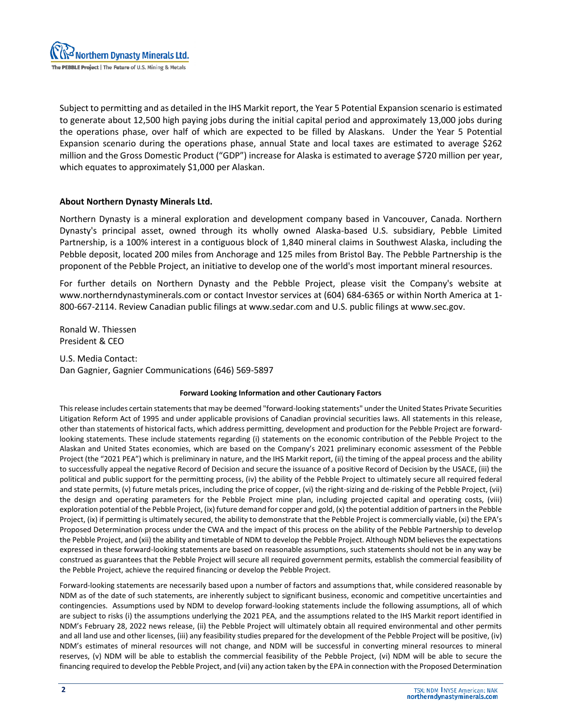Subject to permitting and as detailed in the IHS Markit report, the Year 5 Potential Expansion scenario is estimated to generate about 12,500 high paying jobs during the initial capital period and approximately 13,000 jobs during the operations phase, over half of which are expected to be filled by Alaskans. Under the Year 5 Potential Expansion scenario during the operations phase, annual State and local taxes are estimated to average $262 million and the Gross Domestic Product ("GDP") increase for Alaska is estimated to average $720 million per year, which equates to approximately $1,000 per Alaskan.

**About Northern Dynasty Minerals Ltd.**

Northern Dynasty is a mineral exploration and development company based in Vancouver, Canada. Northern Dynasty's principal asset, owned through its wholly owned Alaska-based U.S. subsidiary, Pebble Limited Partnership, is a 100% interest in a contiguous block of 1,840 mineral claims in Southwest Alaska, including the Pebble deposit, located 200 miles from Anchorage and 125 miles from Bristol Bay. The Pebble Partnership is the proponent of the Pebble Project, an initiative to develop one of the world's most important mineral resources.

For further details on Northern Dynasty and the Pebble Project, please visit the Company's website at www.northerndynastyminerals.com or contact Investor services at (604) 684-6365 or within North America at 1-800-667-2114. Review Canadian public filings at www.sedar.com and U.S. public filings at www.sec.gov.

Ronald W. Thiessen
President & CEO

U.S. Media Contact:
Dan Gagnier, Gagnier Communications (646) 569-5897

**Forward Looking Information and other Cautionary Factors**

This release includes certain statements that may be deemed "forward-looking statements" under the United States Private Securities Litigation Reform Act of 1995 and under applicable provisions of Canadian provincial securities laws. All statements in this release, other than statements of historical facts, which address permitting, development and production for the Pebble Project are forward-looking statements. These include statements regarding (i) statements on the economic contribution of the Pebble Project to the Alaskan and United States economies, which are based on the Company's 2021 preliminary economic assessment of the Pebble Project (the "2021 PEA") which is preliminary in nature, and the IHS Markit report, (ii) the timing of the appeal process and the ability to successfully appeal the negative Record of Decision and secure the issuance of a positive Record of Decision by the USACE, (iii) the political and public support for the permitting process, (iv) the ability of the Pebble Project to ultimately secure all required federal and state permits, (v) future metals prices, including the price of copper, (vi) the right-sizing and de-risking of the Pebble Project, (vii) the design and operating parameters for the Pebble Project mine plan, including projected capital and operating costs, (viii) exploration potential of the Pebble Project, (ix) future demand for copper and gold, (x) the potential addition of partners in the Pebble Project, (ix) if permitting is ultimately secured, the ability to demonstrate that the Pebble Project is commercially viable, (xi) the EPA's Proposed Determination process under the CWA and the impact of this process on the ability of the Pebble Partnership to develop the Pebble Project, and (xii) the ability and timetable of NDM to develop the Pebble Project. Although NDM believes the expectations expressed in these forward-looking statements are based on reasonable assumptions, such statements should not be in any way be construed as guarantees that the Pebble Project will secure all required government permits, establish the commercial feasibility of the Pebble Project, achieve the required financing or develop the Pebble Project.

Forward-looking statements are necessarily based upon a number of factors and assumptions that, while considered reasonable by NDM as of the date of such statements, are inherently subject to significant business, economic and competitive uncertainties and contingencies. Assumptions used by NDM to develop forward-looking statements include the following assumptions, all of which are subject to risks (i) the assumptions underlying the 2021 PEA, and the assumptions related to the IHS Markit report identified in NDM's February 28, 2022 news release, (ii) the Pebble Project will ultimately obtain all required environmental and other permits and all land use and other licenses, (iii) any feasibility studies prepared for the development of the Pebble Project will be positive, (iv) NDM's estimates of mineral resources will not change, and NDM will be successful in converting mineral resources to mineral reserves, (v) NDM will be able to establish the commercial feasibility of the Pebble Project, (vi) NDM will be able to secure the financing required to develop the Pebble Project, and (vii) any action taken by the EPA in connection with the Proposed Determination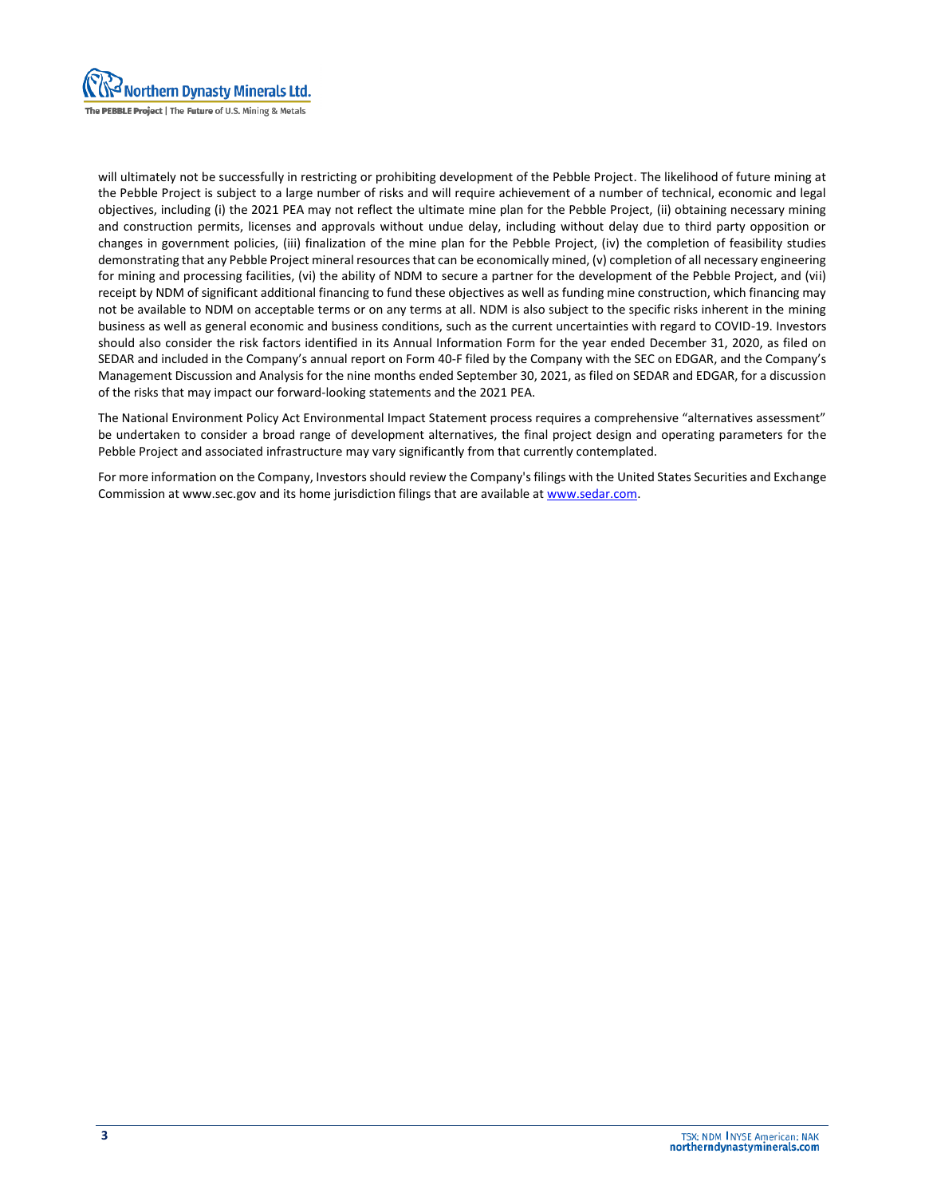will ultimately not be successfully in restricting or prohibiting development of the Pebble Project. The likelihood of future mining at the Pebble Project is subject to a large number of risks and will require achievement of a number of technical, economic and legal objectives, including (i) the 2021 PEA may not reflect the ultimate mine plan for the Pebble Project, (ii) obtaining necessary mining and construction permits, licenses and approvals without undue delay, including without delay due to third party opposition or changes in government policies, (iii) finalization of the mine plan for the Pebble Project, (iv) the completion of feasibility studies demonstrating that any Pebble Project mineral resources that can be economically mined, (v) completion of all necessary engineering for mining and processing facilities, (vi) the ability of NDM to secure a partner for the development of the Pebble Project, and (vii) receipt by NDM of significant additional financing to fund these objectives as well as funding mine construction, which financing may not be available to NDM on acceptable terms or on any terms at all. NDM is also subject to the specific risks inherent in the mining business as well as general economic and business conditions, such as the current uncertainties with regard to COVID-19. Investors should also consider the risk factors identified in its Annual Information Form for the year ended December 31, 2020, as filed on SEDAR and included in the Company's annual report on Form 40-F filed by the Company with the SEC on EDGAR, and the Company's Management Discussion and Analysis for the nine months ended September 30, 2021, as filed on SEDAR and EDGAR, for a discussion of the risks that may impact our forward-looking statements and the 2021 PEA.

The National Environment Policy Act Environmental Impact Statement process requires a comprehensive "alternatives assessment" be undertaken to consider a broad range of development alternatives, the final project design and operating parameters for the Pebble Project and associated infrastructure may vary significantly from that currently contemplated.

For more information on the Company, Investors should review the Company's filings with the United States Securities and Exchange Commission at www.sec.gov and its home jurisdiction filings that are available at [www.sedar.com](http://www.sedar.com).